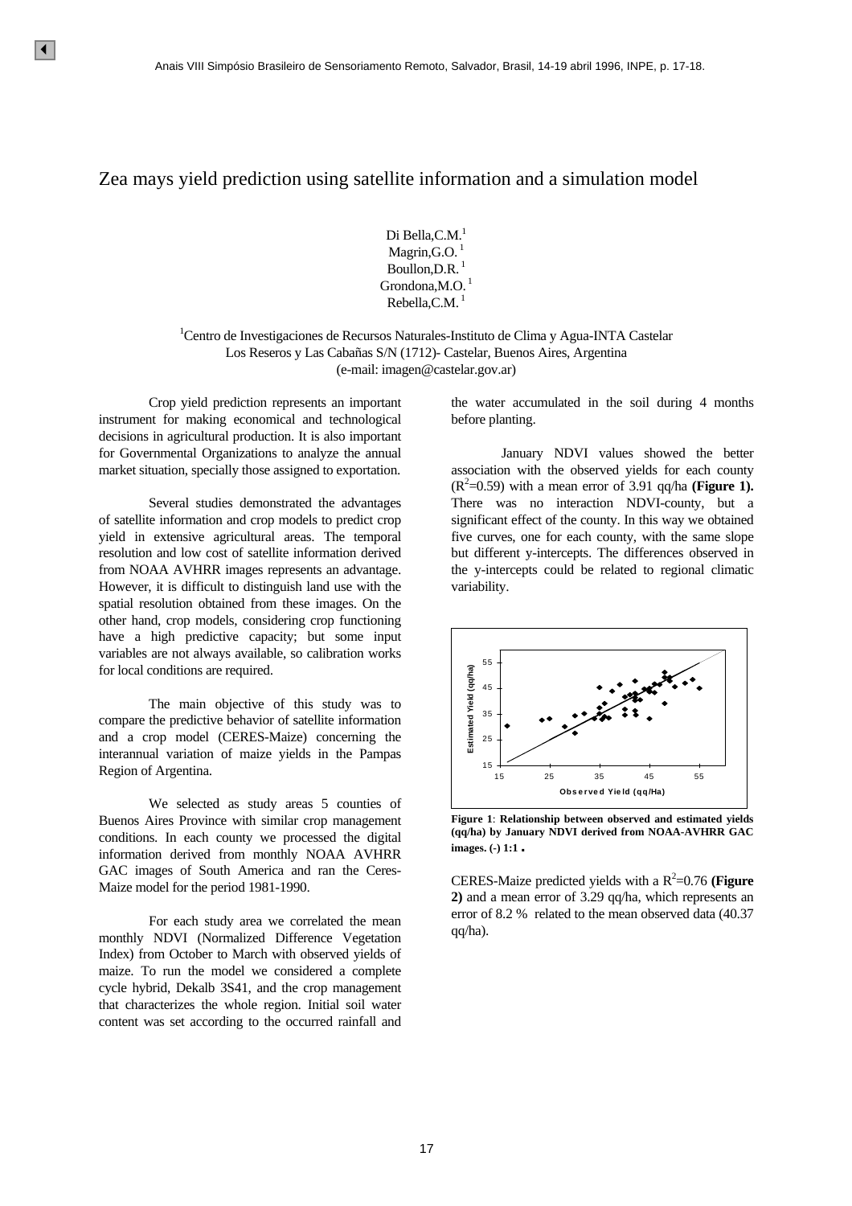# Zea mays yield prediction using satellite information and a simulation model

Di Bella,C.M.[1]
Magrin,G.O.[1]
Boullon,D.R.[1]
Grondona,M.O.[1]
Rebella,C.M.[1]

[1]Centro de Investigaciones de Recursos Naturales-Instituto de Clima y Agua-INTA Castelar
Los Reseros y Las Cabañas S/N (1712)- Castelar, Buenos Aires, Argentina
(e-mail: imagen@castelar.gov.ar)

Crop yield prediction represents an important instrument for making economical and technological decisions in agricultural production. It is also important for Governmental Organizations to analyze the annual market situation, specially those assigned to exportation.

Several studies demonstrated the advantages of satellite information and crop models to predict crop yield in extensive agricultural areas. The temporal resolution and low cost of satellite information derived from NOAA AVHRR images represents an advantage. However, it is difficult to distinguish land use with the spatial resolution obtained from these images. On the other hand, crop models, considering crop functioning have a high predictive capacity; but some input variables are not always available, so calibration works for local conditions are required.

The main objective of this study was to compare the predictive behavior of satellite information and a crop model (CERES-Maize) concerning the interannual variation of maize yields in the Pampas Region of Argentina.

We selected as study areas 5 counties of Buenos Aires Province with similar crop management conditions. In each county we processed the digital information derived from monthly NOAA AVHRR GAC images of South America and ran the Ceres-Maize model for the period 1981-1990.

For each study area we correlated the mean monthly NDVI (Normalized Difference Vegetation Index) from October to March with observed yields of maize. To run the model we considered a complete cycle hybrid, Dekalb 3S41, and the crop management that characterizes the whole region. Initial soil water content was set according to the occurred rainfall and the water accumulated in the soil during 4 months before planting.

January NDVI values showed the better association with the observed yields for each county ($R^2$=0.59) with a mean error of 3.91 qq/ha **(Figure 1).** There was no interaction NDVI-county, but a significant effect of the county. In this way we obtained five curves, one for each county, with the same slope but different y-intercepts. The differences observed in the y-intercepts could be related to regional climatic variability.

**Figure 1**: **Relationship between observed and estimated yields (qq/ha) by January NDVI derived from NOAA-AVHRR GAC images. (-) 1:1 .**

CERES-Maize predicted yields with a $R^2$=0.76 **(Figure 2)** and a mean error of 3.29 qq/ha, which represents an error of 8.2 % related to the mean observed data (40.37 qq/ha).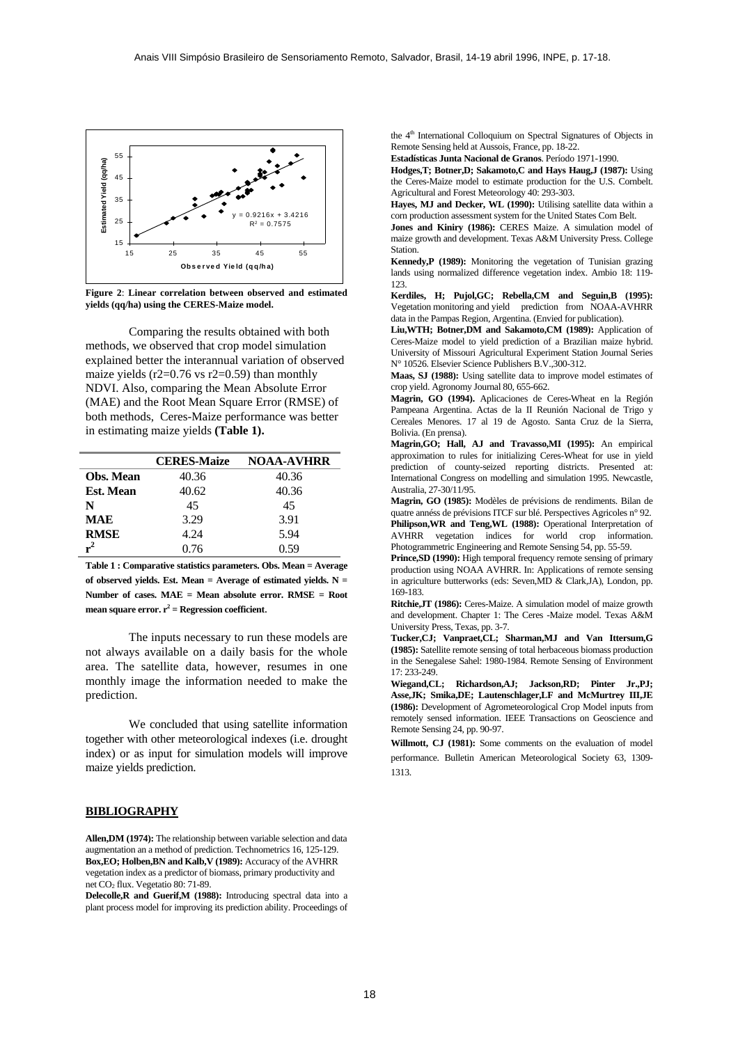55
45
35
25
15
Estimated Yield (qq/ha)
15 25 35 45 55
Observed Yield (qq/ha)
y = 0.9216x + 3.4216
$R^2$ = 0.7575

**Figure 2**: **Linear correlation between observed and estimated yields (qq/ha) using the CERES-Maize model.**

Comparing the results obtained with both methods, we observed that crop model simulation explained better the interannual variation of observed maize yields (r2=0.76 vs r2=0.59) than monthly NDVI. Also, comparing the Mean Absolute Error (MAE) and the Root Mean Square Error (RMSE) of both methods, Ceres-Maize performance was better in estimating maize yields **(Table 1).**

| | CERES-Maize | NOAA-AVHRR |
|---|---|---|
| **Obs. Mean** | 40.36 | 40.36 |
| **Est. Mean** | 40.62 | 40.36 |
| **N** | 45 | 45 |
| **MAE** | 3.29 | 3.91 |
| **RMSE** | 4.24 | 5.94 |
| **$r^2$** | 0.76 | 0.59 |

**Table 1 : Comparative statistics parameters. Obs. Mean = Average of observed yields. Est. Mean = Average of estimated yields. N = Number of cases. MAE = Mean absolute error. RMSE = Root mean square error. $r^2$ = Regression coefficient.**

The inputs necessary to run these models are not always available on a daily basis for the whole area. The satellite data, however, resumes in one monthly image the information needed to make the prediction.

We concluded that using satellite information together with other meteorological indexes (i.e. drought index) or as input for simulation models will improve maize yields prediction.

## BIBLIOGRAPHY

**Allen,DM (1974):** The relationship between variable selection and data augmentation an a method of prediction. Technometrics 16, 125-129.

**Box,EO; Holben,BN and Kalb,V (1989):** Accuracy of the AVHRR vegetation index as a predictor of biomass, primary productivity and net $CO_2$ flux. Vegetatio 80: 71-89.

**Delecolle,R and Guerif,M (1988):** Introducing spectral data into a plant process model for improving its prediction ability. Proceedings of the 4th International Colloquium on Spectral Signatures of Objects in Remote Sensing held at Aussois, France, pp. 18-22.

**Estadísticas Junta Nacional de Granos**. Período 1971-1990.

**Hodges,T; Botner,D; Sakamoto,C and Hays Haug,J (1987):** Using the Ceres-Maize model to estimate production for the U.S. Cornbelt. Agricultural and Forest Meteorology 40: 293-303.

**Hayes, MJ and Decker, WL (1990):** Utilising satellite data within a corn production assessment system for the United States Corn Belt.

**Jones and Kiniry (1986):** CERES Maize. A simulation model of maize growth and development. Texas A&M University Press. College Station.

**Kennedy,P (1989):** Monitoring the vegetation of Tunisian grazing lands using normalized difference vegetation index. Ambio 18: 119-123.

**Kerdiles, H; Pujol,GC; Rebella,CM and Seguin,B (1995):** Vegetation monitoring and yield prediction from NOAA-AVHRR data in the Pampas Region, Argentina. (Envied for publication).

**Liu,WTH; Botner,DM and Sakamoto,CM (1989):** Application of Ceres-Maize model to yield prediction of a Brazilian maize hybrid. University of Missouri Agricultural Experiment Station Journal Series N° 10526. Elsevier Science Publishers B.V.,300-312.

**Maas, SJ (1988):** Using satellite data to improve model estimates of crop yield. Agronomy Journal 80, 655-662.

**Magrin, GO (1994).** Aplicaciones de Ceres-Wheat en la Región Pampeana Argentina. Actas de la II Reunión Nacional de Trigo y Cereales Menores. 17 al 19 de Agosto. Santa Cruz de la Sierra, Bolivia. (En prensa).

**Magrin,GO; Hall, AJ and Travasso,MI (1995):** An empirical approximation to rules for initializing Ceres-Wheat for use in yield prediction of county-seized reporting districts. Presented at: International Congress on modelling and simulation 1995. Newcastle, Australia, 27-30/11/95.

**Magrin, GO (1985):** Modèles de prévisions de rendiments. Bilan de quatre annéss de prévisions ITCF sur blé. Perspectives Agricoles n° 92.

**Philipson,WR and Teng,WL (1988):** Operational Interpretation of AVHRR vegetation indices for world crop information. Photogrammetric Engineering and Remote Sensing 54, pp. 55-59.

**Prince,SD (1990):** High temporal frequency remote sensing of primary production using NOAA AVHRR. In: Applications of remote sensing in agriculture butterworks (eds: Seven,MD & Clark,JA), London, pp. 169-183.

**Ritchie,JT (1986):** Ceres-Maize. A simulation model of maize growth and development. Chapter 1: The Ceres -Maize model. Texas A&M University Press, Texas, pp. 3-7.

**Tucker,CJ; Vanpraet,CL; Sharman,MJ and Van Ittersum,G (1985):** Satellite remote sensing of total herbaceous biomass production in the Senegalese Sahel: 1980-1984. Remote Sensing of Environment 17: 233-249.

**Wiegand,CL; Richardson,AJ; Jackson,RD; Pinter Jr.,PJ; Asse,JK; Smika,DE; Lautenschlager,LF and McMurtrey III,JE (1986):** Development of Agrometeorological Crop Model inputs from remotely sensed information. IEEE Transactions on Geoscience and Remote Sensing 24, pp. 90-97.

**Willmott, CJ (1981):** Some comments on the evaluation of model performance. Bulletin American Meteorological Society 63, 1309-1313.